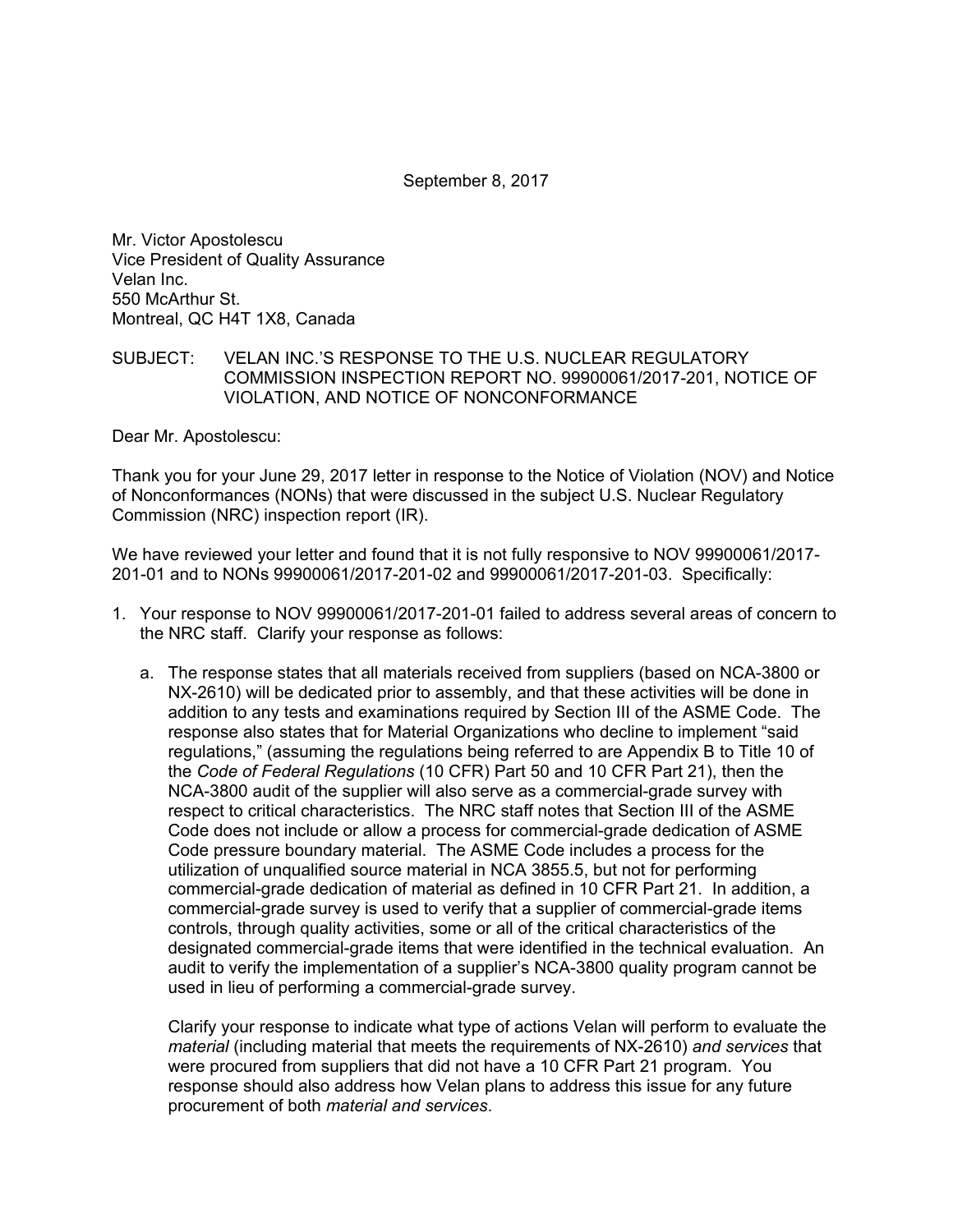September 8, 2017

Mr. Victor Apostolescu
Vice President of Quality Assurance
Velan Inc.
550 McArthur St.
Montreal, QC H4T 1X8, Canada

SUBJECT: VELAN INC.'S RESPONSE TO THE U.S. NUCLEAR REGULATORY COMMISSION INSPECTION REPORT NO. 99900061/2017-201, NOTICE OF VIOLATION, AND NOTICE OF NONCONFORMANCE

Dear Mr. Apostolescu:

Thank you for your June 29, 2017 letter in response to the Notice of Violation (NOV) and Notice of Nonconformances (NONs) that were discussed in the subject U.S. Nuclear Regulatory Commission (NRC) inspection report (IR).

We have reviewed your letter and found that it is not fully responsive to NOV 99900061/2017-201-01 and to NONs 99900061/2017-201-02 and 99900061/2017-201-03. Specifically:

1. Your response to NOV 99900061/2017-201-01 failed to address several areas of concern to the NRC staff. Clarify your response as follows:

   a. The response states that all materials received from suppliers (based on NCA-3800 or NX-2610) will be dedicated prior to assembly, and that these activities will be done in addition to any tests and examinations required by Section III of the ASME Code. The response also states that for Material Organizations who decline to implement "said regulations," (assuming the regulations being referred to are Appendix B to Title 10 of the *Code of Federal Regulations* (10 CFR) Part 50 and 10 CFR Part 21), then the NCA-3800 audit of the supplier will also serve as a commercial-grade survey with respect to critical characteristics. The NRC staff notes that Section III of the ASME Code does not include or allow a process for commercial-grade dedication of ASME Code pressure boundary material. The ASME Code includes a process for the utilization of unqualified source material in NCA 3855.5, but not for performing commercial-grade dedication of material as defined in 10 CFR Part 21. In addition, a commercial-grade survey is used to verify that a supplier of commercial-grade items controls, through quality activities, some or all of the critical characteristics of the designated commercial-grade items that were identified in the technical evaluation. An audit to verify the implementation of a supplier's NCA-3800 quality program cannot be used in lieu of performing a commercial-grade survey.

      Clarify your response to indicate what type of actions Velan will perform to evaluate the *material* (including material that meets the requirements of NX-2610) *and services* that were procured from suppliers that did not have a 10 CFR Part 21 program. You response should also address how Velan plans to address this issue for any future procurement of both *material and services*.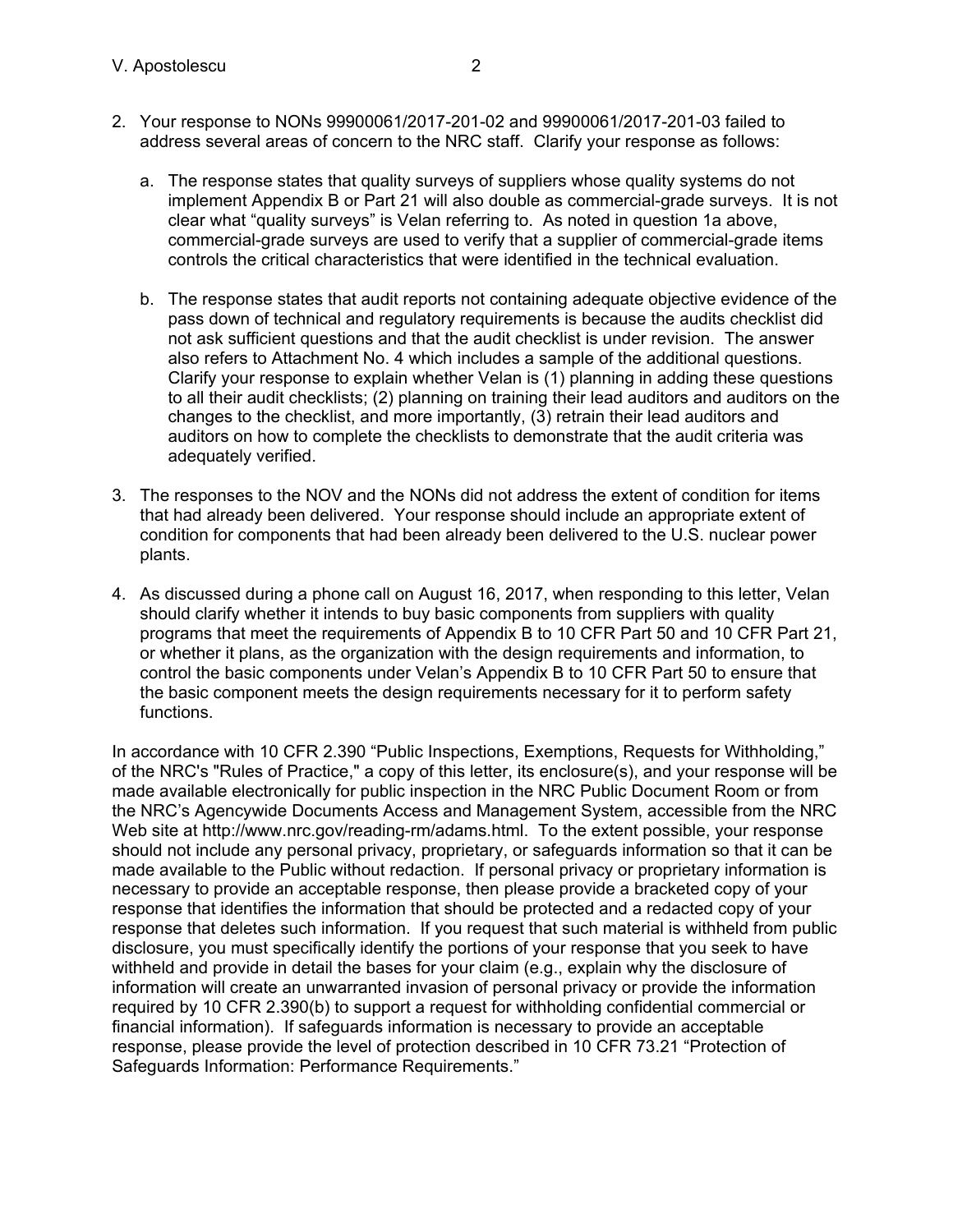2. Your response to NONs 99900061/2017-201-02 and 99900061/2017-201-03 failed to address several areas of concern to the NRC staff. Clarify your response as follows:

   a. The response states that quality surveys of suppliers whose quality systems do not implement Appendix B or Part 21 will also double as commercial-grade surveys. It is not clear what "quality surveys" is Velan referring to. As noted in question 1a above, commercial-grade surveys are used to verify that a supplier of commercial-grade items controls the critical characteristics that were identified in the technical evaluation.

   b. The response states that audit reports not containing adequate objective evidence of the pass down of technical and regulatory requirements is because the audits checklist did not ask sufficient questions and that the audit checklist is under revision. The answer also refers to Attachment No. 4 which includes a sample of the additional questions. Clarify your response to explain whether Velan is (1) planning in adding these questions to all their audit checklists; (2) planning on training their lead auditors and auditors on the changes to the checklist, and more importantly, (3) retrain their lead auditors and auditors on how to complete the checklists to demonstrate that the audit criteria was adequately verified.

3. The responses to the NOV and the NONs did not address the extent of condition for items that had already been delivered. Your response should include an appropriate extent of condition for components that had been already been delivered to the U.S. nuclear power plants.

4. As discussed during a phone call on August 16, 2017, when responding to this letter, Velan should clarify whether it intends to buy basic components from suppliers with quality programs that meet the requirements of Appendix B to 10 CFR Part 50 and 10 CFR Part 21, or whether it plans, as the organization with the design requirements and information, to control the basic components under Velan's Appendix B to 10 CFR Part 50 to ensure that the basic component meets the design requirements necessary for it to perform safety functions.

In accordance with 10 CFR 2.390 "Public Inspections, Exemptions, Requests for Withholding," of the NRC's "Rules of Practice," a copy of this letter, its enclosure(s), and your response will be made available electronically for public inspection in the NRC Public Document Room or from the NRC's Agencywide Documents Access and Management System, accessible from the NRC Web site at http://www.nrc.gov/reading-rm/adams.html. To the extent possible, your response should not include any personal privacy, proprietary, or safeguards information so that it can be made available to the Public without redaction. If personal privacy or proprietary information is necessary to provide an acceptable response, then please provide a bracketed copy of your response that identifies the information that should be protected and a redacted copy of your response that deletes such information. If you request that such material is withheld from public disclosure, you must specifically identify the portions of your response that you seek to have withheld and provide in detail the bases for your claim (e.g., explain why the disclosure of information will create an unwarranted invasion of personal privacy or provide the information required by 10 CFR 2.390(b) to support a request for withholding confidential commercial or financial information). If safeguards information is necessary to provide an acceptable response, please provide the level of protection described in 10 CFR 73.21 "Protection of Safeguards Information: Performance Requirements."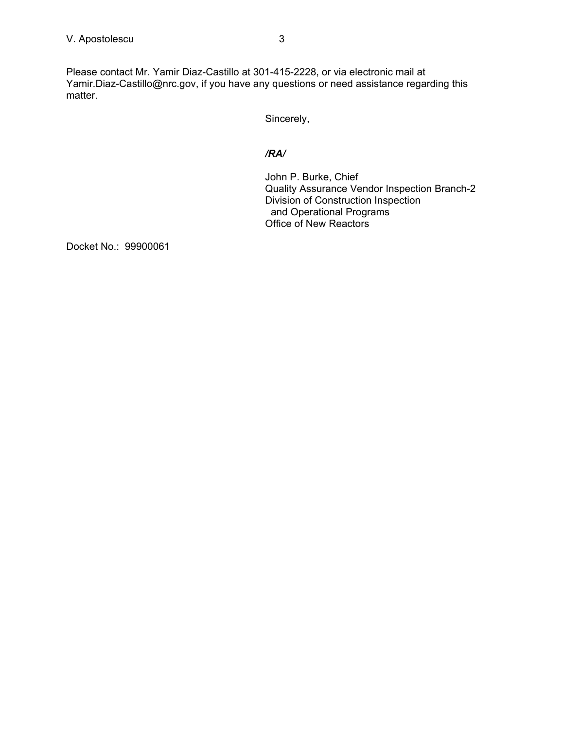Please contact Mr. Yamir Diaz-Castillo at 301-415-2228, or via electronic mail at Yamir.Diaz-Castillo@nrc.gov, if you have any questions or need assistance regarding this matter.

Sincerely,

***/RA/***

John P. Burke, Chief
Quality Assurance Vendor Inspection Branch-2
Division of Construction Inspection
and Operational Programs
Office of New Reactors

Docket No.: 99900061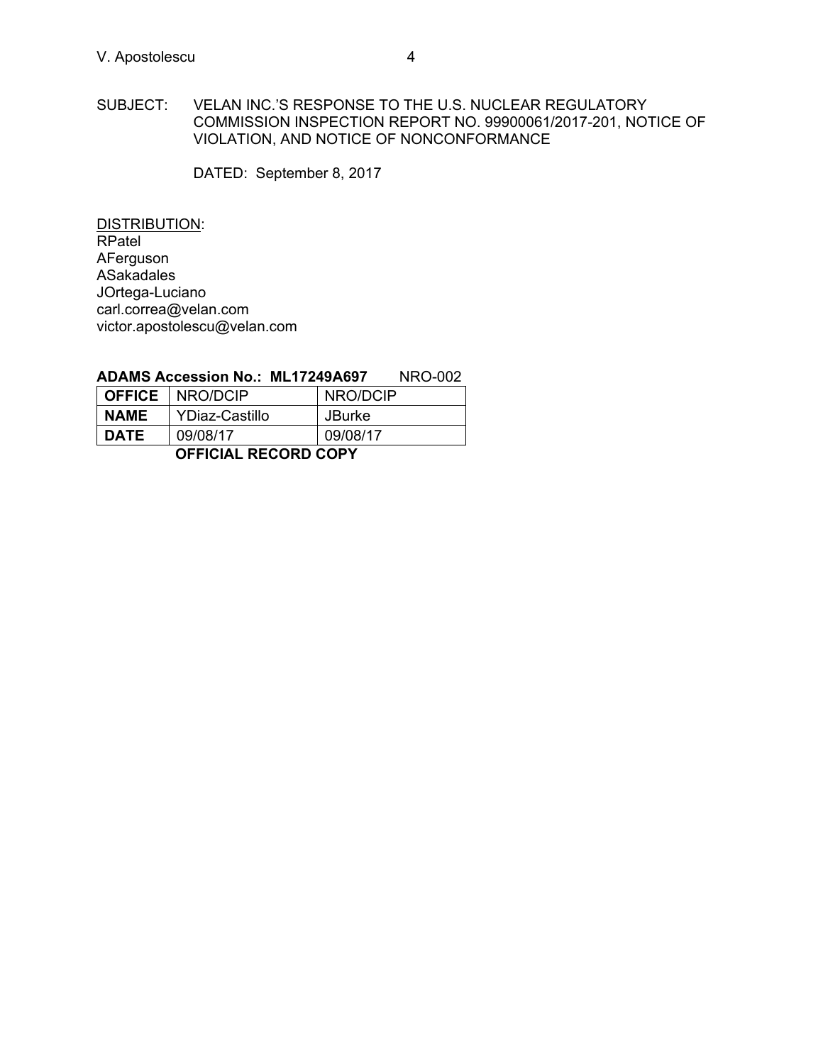SUBJECT: VELAN INC.'S RESPONSE TO THE U.S. NUCLEAR REGULATORY COMMISSION INSPECTION REPORT NO. 99900061/2017-201, NOTICE OF VIOLATION, AND NOTICE OF NONCONFORMANCE

DATED: September 8, 2017

DISTRIBUTION:
RPatel
AFerguson
ASakadales
JOrtega-Luciano
carl.correa@velan.com
victor.apostolescu@velan.com

**ADAMS Accession No.: ML17249A697** NRO-002

| | | |
|---|---|---|
| **OFFICE** | NRO/DCIP | NRO/DCIP |
| **NAME** | YDiaz-Castillo | JBurke |
| **DATE** | 09/08/17 | 09/08/17 |

**OFFICIAL RECORD COPY**